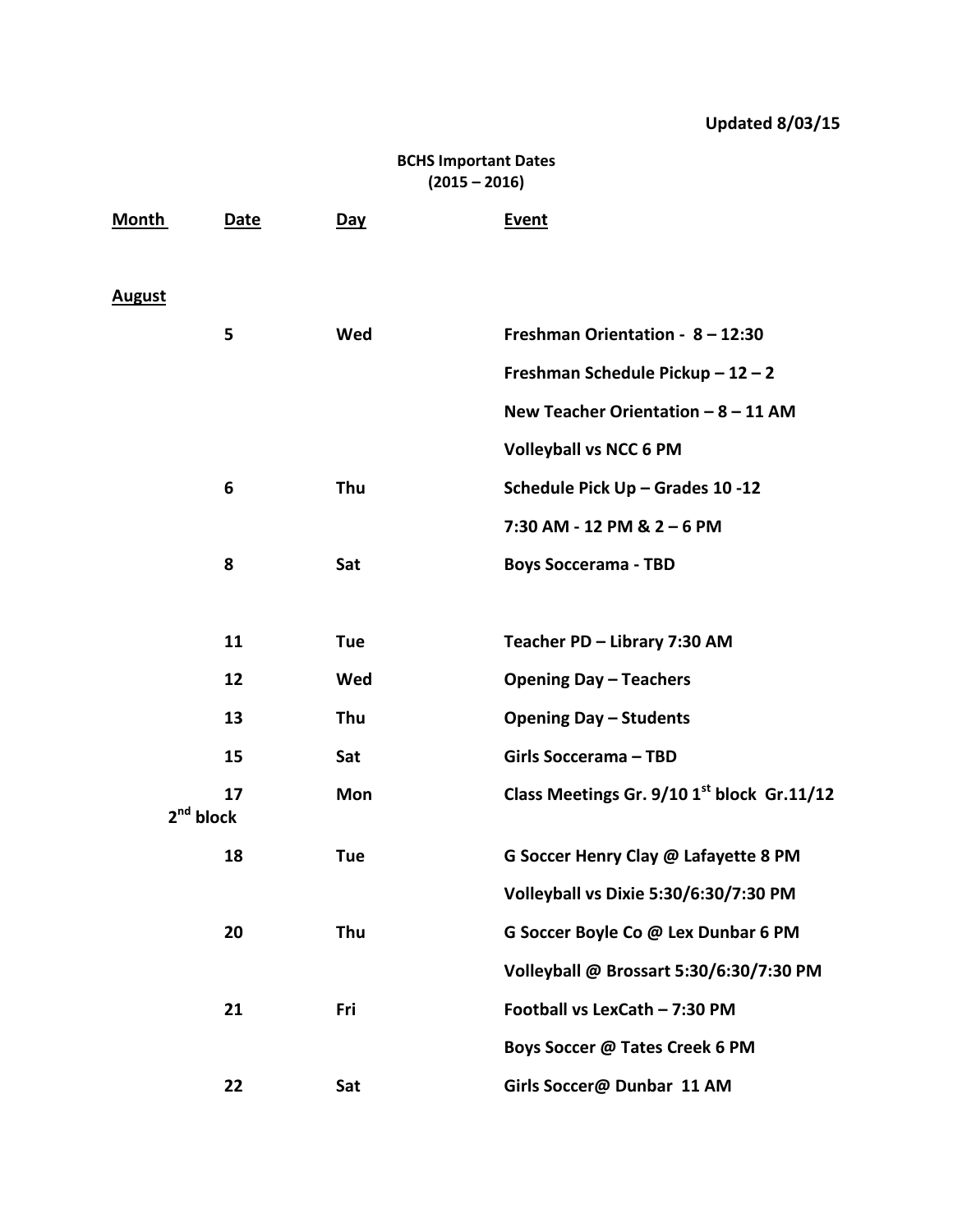**Updated 8/03/15**

**BCHS Important Dates**
**(2015 – 2016)**

| Month | Date | Day | Event |
|---|---|---|---|
| **August** | | | |
| | 5 | Wed | Freshman Orientation - 8 – 12:30 |
| | | | Freshman Schedule Pickup – 12 – 2 |
| | | | New Teacher Orientation – 8 – 11 AM |
| | | | Volleyball vs NCC 6 PM |
| | 6 | Thu | Schedule Pick Up – Grades 10 -12 |
| | | | 7:30 AM - 12 PM & 2 – 6 PM |
| | 8 | Sat | Boys Soccerama - TBD |
| | 11 | Tue | Teacher PD – Library 7:30 AM |
| | 12 | Wed | Opening Day – Teachers |
| | 13 | Thu | Opening Day – Students |
| | 15 | Sat | Girls Soccerama – TBD |
| | 17 | Mon | Class Meetings Gr. 9/10 1st block Gr.11/12 2nd block |
| | 18 | Tue | G Soccer Henry Clay @ Lafayette 8 PM |
| | | | Volleyball vs Dixie 5:30/6:30/7:30 PM |
| | 20 | Thu | G Soccer Boyle Co @ Lex Dunbar 6 PM |
| | | | Volleyball @ Brossart 5:30/6:30/7:30 PM |
| | 21 | Fri | Football vs LexCath – 7:30 PM |
| | | | Boys Soccer @ Tates Creek 6 PM |
| | 22 | Sat | Girls Soccer@ Dunbar 11 AM |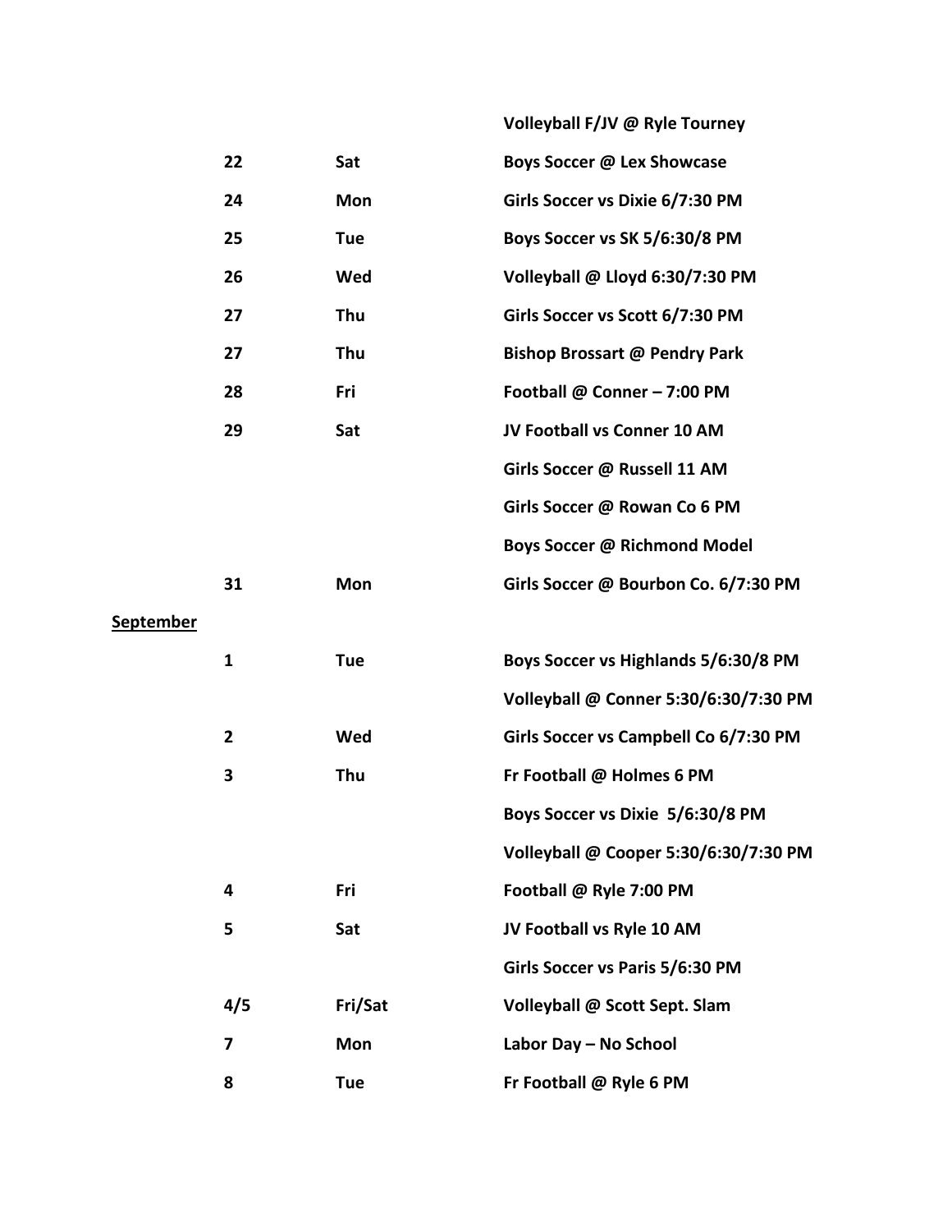| | | | |
|---|---|---|---|
| | | | **Volleyball F/JV @ Ryle Tourney** |
| | **22** | **Sat** | **Boys Soccer @ Lex Showcase** |
| | **24** | **Mon** | **Girls Soccer vs Dixie 6/7:30 PM** |
| | **25** | **Tue** | **Boys Soccer vs SK 5/6:30/8 PM** |
| | **26** | **Wed** | **Volleyball @ Lloyd 6:30/7:30 PM** |
| | **27** | **Thu** | **Girls Soccer vs Scott 6/7:30 PM** |
| | **27** | **Thu** | **Bishop Brossart @ Pendry Park** |
| | **28** | **Fri** | **Football @ Conner – 7:00 PM** |
| | **29** | **Sat** | **JV Football vs Conner 10 AM** |
| | | | **Girls Soccer @ Russell 11 AM** |
| | | | **Girls Soccer @ Rowan Co 6 PM** |
| | | | **Boys Soccer @ Richmond Model** |
| | **31** | **Mon** | **Girls Soccer @ Bourbon Co. 6/7:30 PM** |
| **September** | | | |
| | **1** | **Tue** | **Boys Soccer vs Highlands 5/6:30/8 PM** |
| | | | **Volleyball @ Conner 5:30/6:30/7:30 PM** |
| | **2** | **Wed** | **Girls Soccer vs Campbell Co 6/7:30 PM** |
| | **3** | **Thu** | **Fr Football @ Holmes 6 PM** |
| | | | **Boys Soccer vs Dixie 5/6:30/8 PM** |
| | | | **Volleyball @ Cooper 5:30/6:30/7:30 PM** |
| | **4** | **Fri** | **Football @ Ryle 7:00 PM** |
| | **5** | **Sat** | **JV Football vs Ryle 10 AM** |
| | | | **Girls Soccer vs Paris 5/6:30 PM** |
| | **4/5** | **Fri/Sat** | **Volleyball @ Scott Sept. Slam** |
| | **7** | **Mon** | **Labor Day – No School** |
| | **8** | **Tue** | **Fr Football @ Ryle 6 PM** |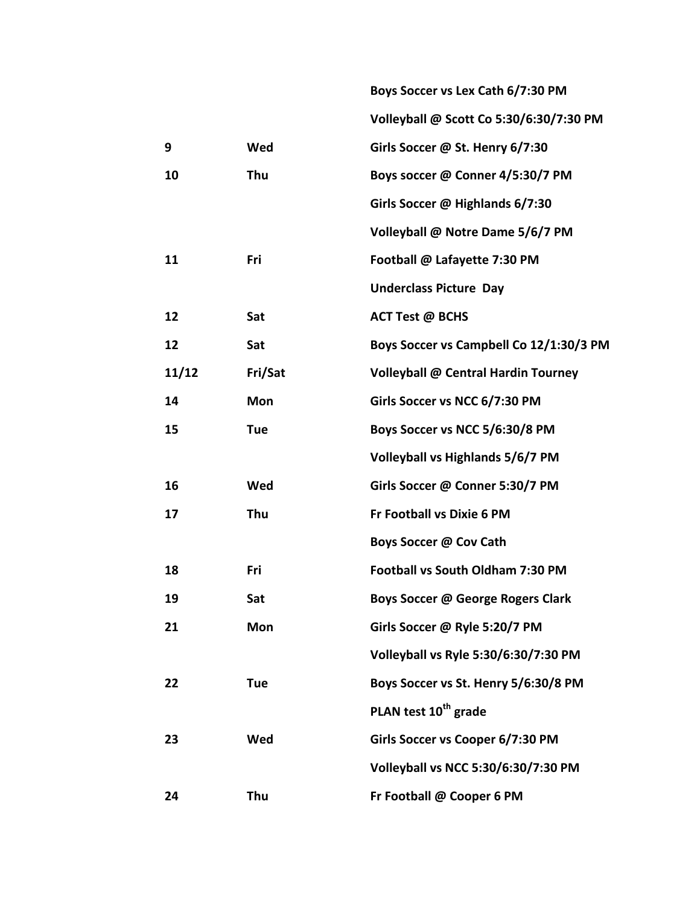| | | |
|---|---|---|
| | | **Boys Soccer vs Lex Cath 6/7:30 PM** |
| | | **Volleyball @ Scott Co 5:30/6:30/7:30 PM** |
| **9** | **Wed** | **Girls Soccer @ St. Henry 6/7:30** |
| **10** | **Thu** | **Boys soccer @ Conner 4/5:30/7 PM** |
| | | **Girls Soccer @ Highlands 6/7:30** |
| | | **Volleyball @ Notre Dame 5/6/7 PM** |
| **11** | **Fri** | **Football @ Lafayette 7:30 PM** |
| | | **Underclass Picture Day** |
| **12** | **Sat** | **ACT Test @ BCHS** |
| **12** | **Sat** | **Boys Soccer vs Campbell Co 12/1:30/3 PM** |
| **11/12** | **Fri/Sat** | **Volleyball @ Central Hardin Tourney** |
| **14** | **Mon** | **Girls Soccer vs NCC 6/7:30 PM** |
| **15** | **Tue** | **Boys Soccer vs NCC 5/6:30/8 PM** |
| | | **Volleyball vs Highlands 5/6/7 PM** |
| **16** | **Wed** | **Girls Soccer @ Conner 5:30/7 PM** |
| **17** | **Thu** | **Fr Football vs Dixie 6 PM** |
| | | **Boys Soccer @ Cov Cath** |
| **18** | **Fri** | **Football vs South Oldham 7:30 PM** |
| **19** | **Sat** | **Boys Soccer @ George Rogers Clark** |
| **21** | **Mon** | **Girls Soccer @ Ryle 5:20/7 PM** |
| | | **Volleyball vs Ryle 5:30/6:30/7:30 PM** |
| **22** | **Tue** | **Boys Soccer vs St. Henry 5/6:30/8 PM** |
| | | **PLAN test 10th grade** |
| **23** | **Wed** | **Girls Soccer vs Cooper 6/7:30 PM** |
| | | **Volleyball vs NCC 5:30/6:30/7:30 PM** |
| **24** | **Thu** | **Fr Football @ Cooper 6 PM** |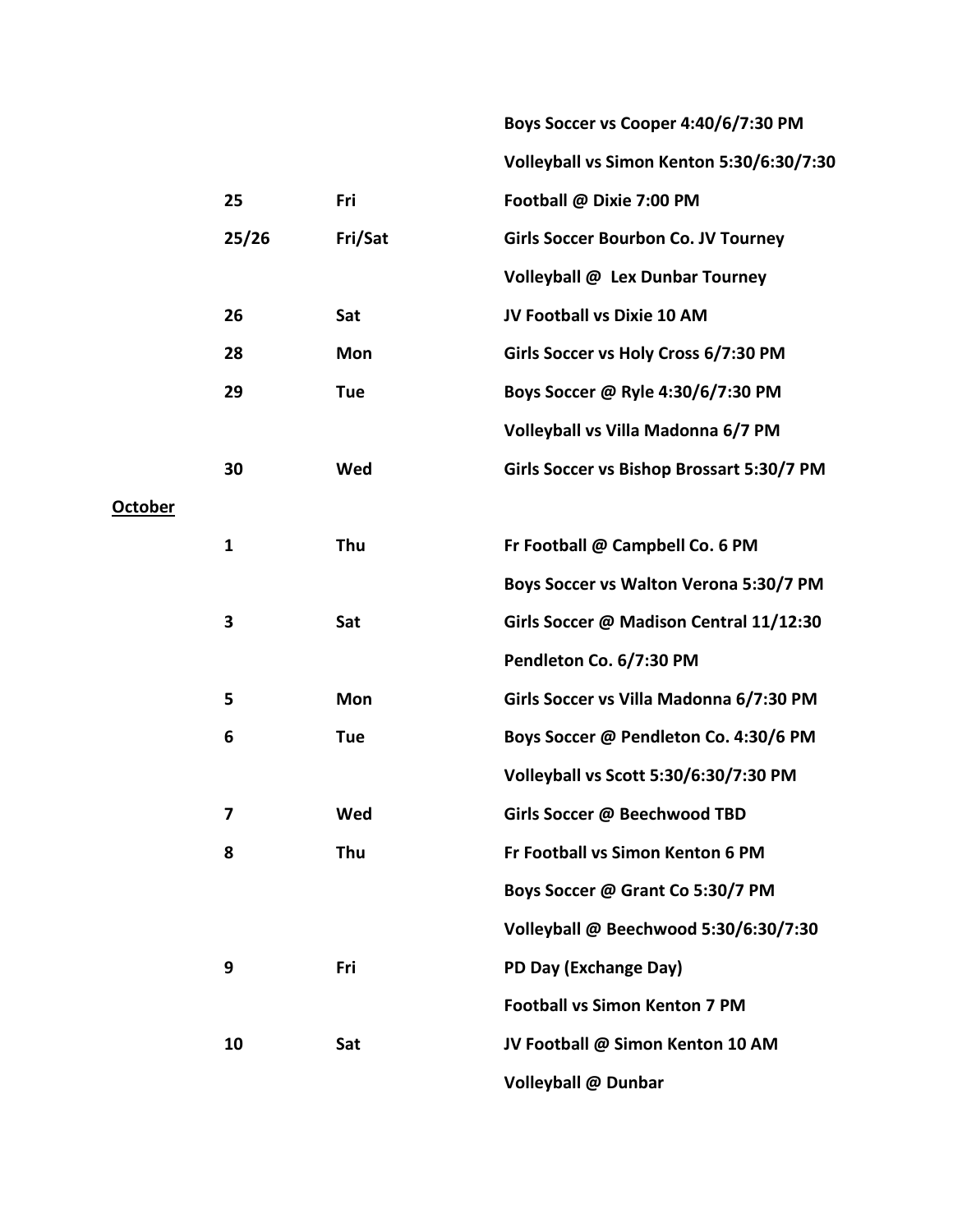| | | | |
|---|---|---|---|
| | | | **Boys Soccer vs Cooper 4:40/6/7:30 PM** |
| | | | **Volleyball vs Simon Kenton 5:30/6:30/7:30** |
| | **25** | **Fri** | **Football @ Dixie 7:00 PM** |
| | **25/26** | **Fri/Sat** | **Girls Soccer Bourbon Co. JV Tourney** |
| | | | **Volleyball @ Lex Dunbar Tourney** |
| | **26** | **Sat** | **JV Football vs Dixie 10 AM** |
| | **28** | **Mon** | **Girls Soccer vs Holy Cross 6/7:30 PM** |
| | **29** | **Tue** | **Boys Soccer @ Ryle 4:30/6/7:30 PM** |
| | | | **Volleyball vs Villa Madonna 6/7 PM** |
| | **30** | **Wed** | **Girls Soccer vs Bishop Brossart 5:30/7 PM** |
| **October** | | | |
| | **1** | **Thu** | **Fr Football @ Campbell Co. 6 PM** |
| | | | **Boys Soccer vs Walton Verona 5:30/7 PM** |
| | **3** | **Sat** | **Girls Soccer @ Madison Central 11/12:30** |
| | | | **Pendleton Co. 6/7:30 PM** |
| | **5** | **Mon** | **Girls Soccer vs Villa Madonna 6/7:30 PM** |
| | **6** | **Tue** | **Boys Soccer @ Pendleton Co. 4:30/6 PM** |
| | | | **Volleyball vs Scott 5:30/6:30/7:30 PM** |
| | **7** | **Wed** | **Girls Soccer @ Beechwood TBD** |
| | **8** | **Thu** | **Fr Football vs Simon Kenton 6 PM** |
| | | | **Boys Soccer @ Grant Co 5:30/7 PM** |
| | | | **Volleyball @ Beechwood 5:30/6:30/7:30** |
| | **9** | **Fri** | **PD Day (Exchange Day)** |
| | | | **Football vs Simon Kenton 7 PM** |
| | **10** | **Sat** | **JV Football @ Simon Kenton 10 AM** |
| | | | **Volleyball @ Dunbar** |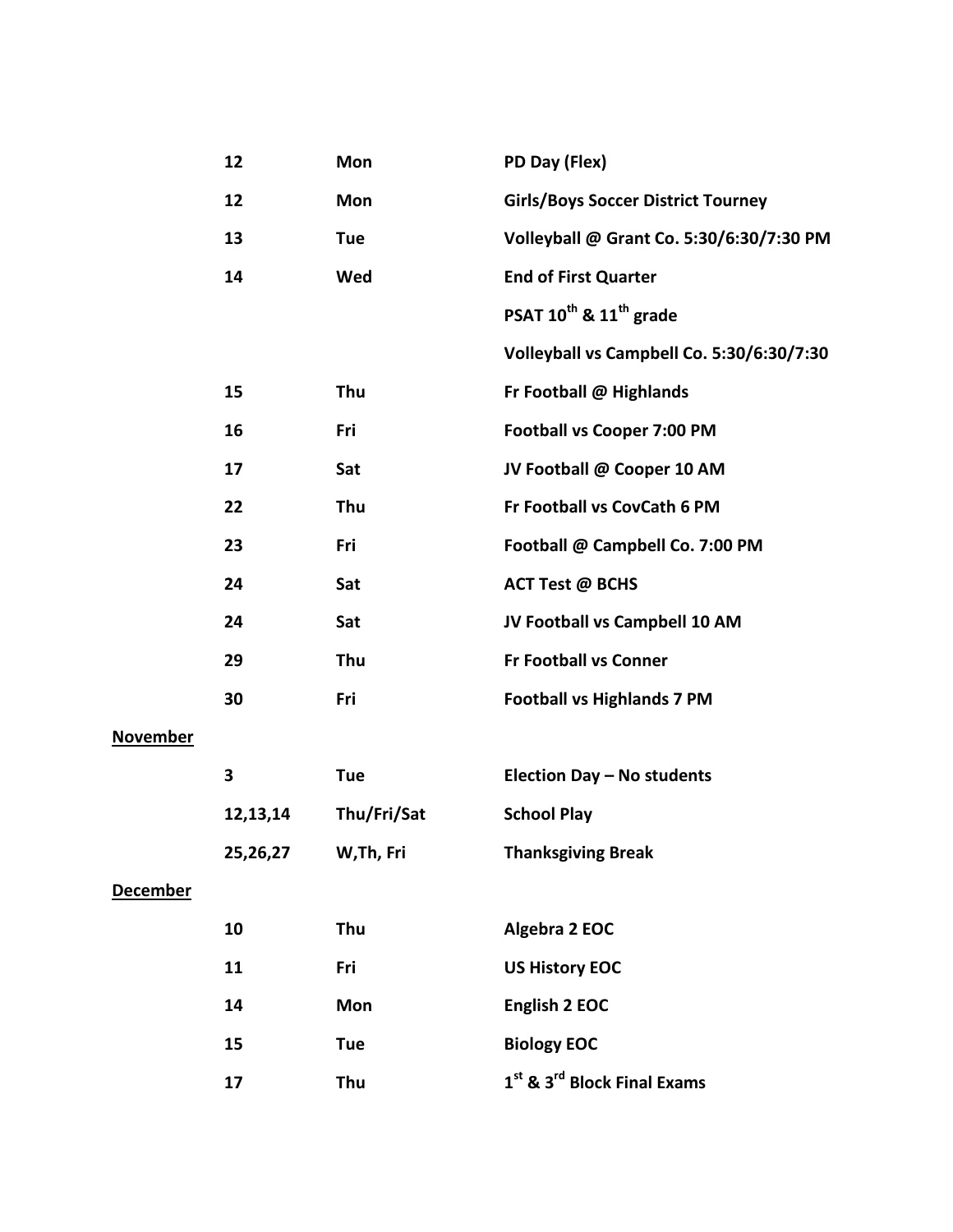| | | | |
|---|---|---|---|
| | **12** | **Mon** | **PD Day (Flex)** |
| | **12** | **Mon** | **Girls/Boys Soccer District Tourney** |
| | **13** | **Tue** | **Volleyball @ Grant Co. 5:30/6:30/7:30 PM** |
| | **14** | **Wed** | **End of First Quarter** |
| | | | **PSAT 10th & 11th grade** |
| | | | **Volleyball vs Campbell Co. 5:30/6:30/7:30** |
| | **15** | **Thu** | **Fr Football @ Highlands** |
| | **16** | **Fri** | **Football vs Cooper 7:00 PM** |
| | **17** | **Sat** | **JV Football @ Cooper 10 AM** |
| | **22** | **Thu** | **Fr Football vs CovCath 6 PM** |
| | **23** | **Fri** | **Football @ Campbell Co. 7:00 PM** |
| | **24** | **Sat** | **ACT Test @ BCHS** |
| | **24** | **Sat** | **JV Football vs Campbell 10 AM** |
| | **29** | **Thu** | **Fr Football vs Conner** |
| | **30** | **Fri** | **Football vs Highlands 7 PM** |
| **November** | | | |
| | **3** | **Tue** | **Election Day – No students** |
| | **12,13,14** | **Thu/Fri/Sat** | **School Play** |
| | **25,26,27** | **W,Th, Fri** | **Thanksgiving Break** |
| **December** | | | |
| | **10** | **Thu** | **Algebra 2 EOC** |
| | **11** | **Fri** | **US History EOC** |
| | **14** | **Mon** | **English 2 EOC** |
| | **15** | **Tue** | **Biology EOC** |
| | **17** | **Thu** | **1st & 3rd Block Final Exams** |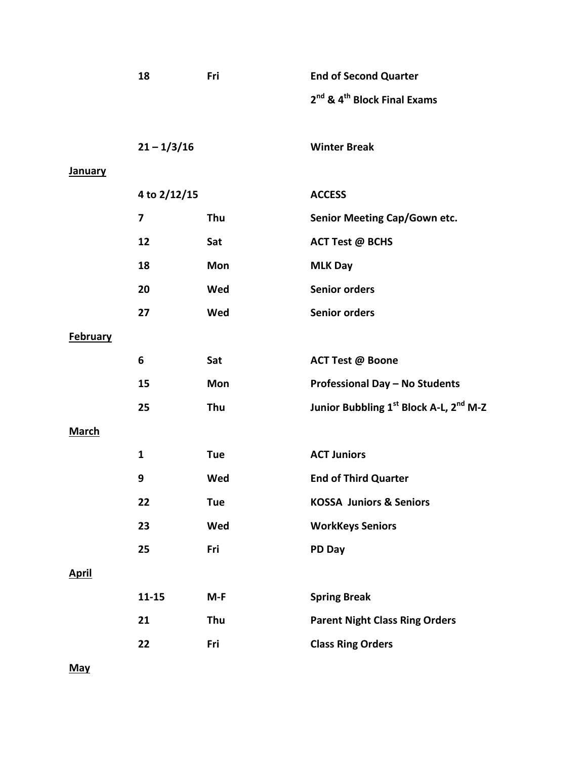| | | | |
|---|---|---|---|
| | **18** | **Fri** | **End of Second Quarter** |
| | | | **2nd & 4th Block Final Exams** |
| | **21 – 1/3/16** | | **Winter Break** |
| **January** | | | |
| | **4 to 2/12/15** | | **ACCESS** |
| | **7** | **Thu** | **Senior Meeting Cap/Gown etc.** |
| | **12** | **Sat** | **ACT Test @ BCHS** |
| | **18** | **Mon** | **MLK Day** |
| | **20** | **Wed** | **Senior orders** |
| | **27** | **Wed** | **Senior orders** |
| **February** | | | |
| | **6** | **Sat** | **ACT Test @ Boone** |
| | **15** | **Mon** | **Professional Day – No Students** |
| | **25** | **Thu** | **Junior Bubbling 1st Block A-L, 2nd M-Z** |
| **March** | | | |
| | **1** | **Tue** | **ACT Juniors** |
| | **9** | **Wed** | **End of Third Quarter** |
| | **22** | **Tue** | **KOSSA Juniors & Seniors** |
| | **23** | **Wed** | **WorkKeys Seniors** |
| | **25** | **Fri** | **PD Day** |
| **April** | | | |
| | **11-15** | **M-F** | **Spring Break** |
| | **21** | **Thu** | **Parent Night Class Ring Orders** |
| | **22** | **Fri** | **Class Ring Orders** |
| **May** | | | |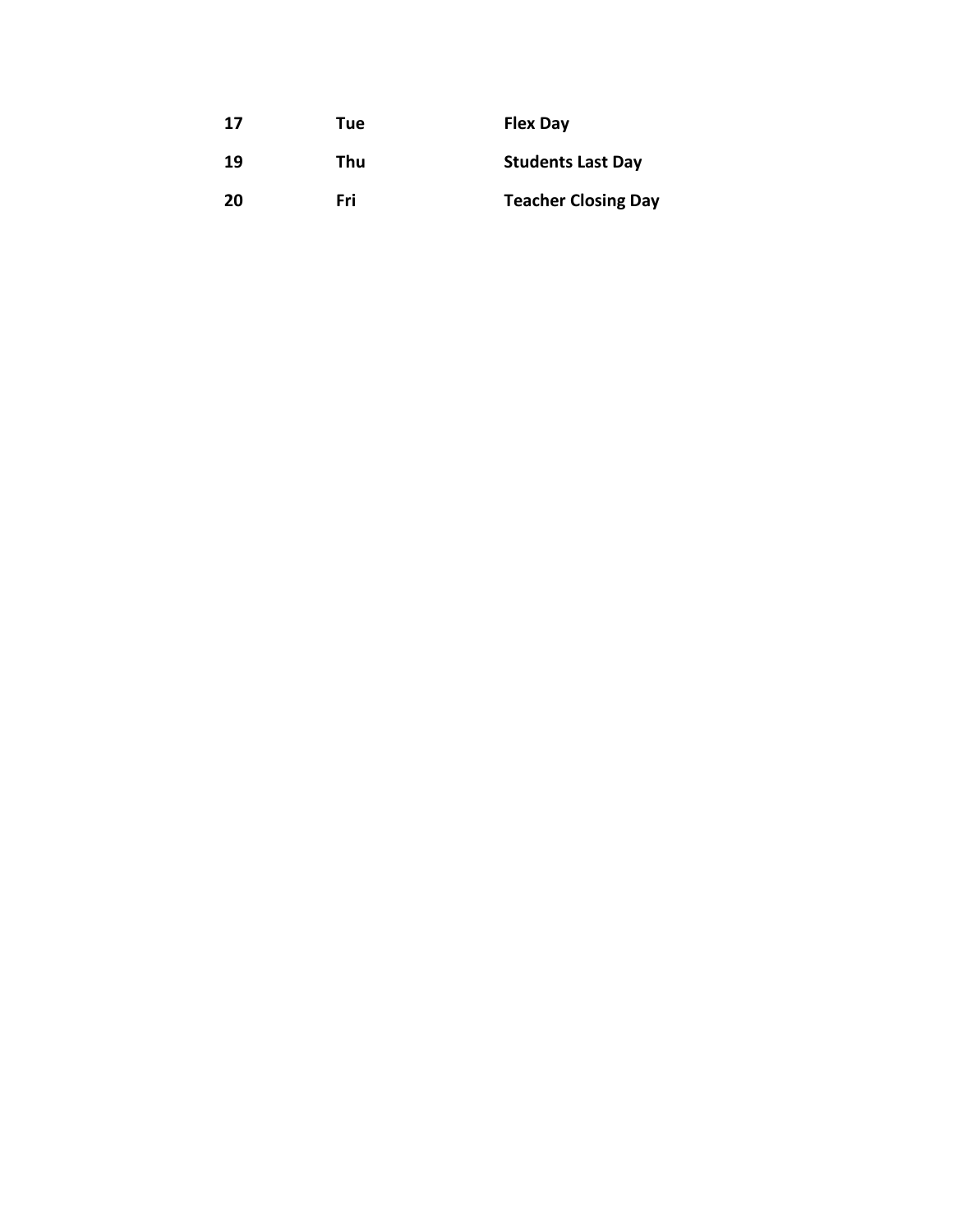| | | |
|---|---|---|
| **17** | **Tue** | **Flex Day** |
| **19** | **Thu** | **Students Last Day** |
| **20** | **Fri** | **Teacher Closing Day** |